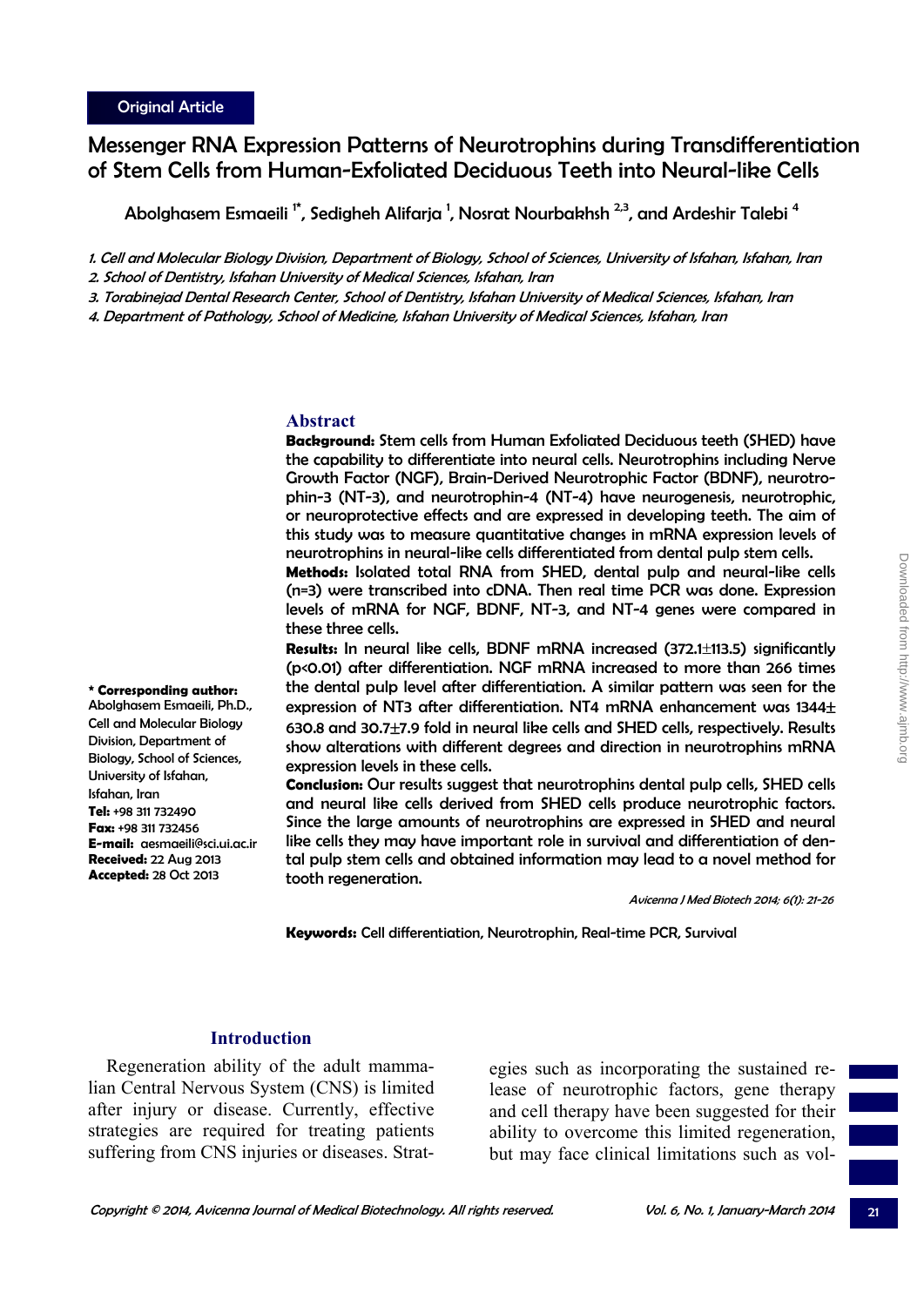Original Article

# Messenger RNA Expression Patterns of Neurotrophins during Transdifferentiation of Stem Cells from Human-Exfoliated Deciduous Teeth into Neural-like Cells

Abolghasem Esmaeili [1*], Sedigheh Alifarja [1], Nosrat Nourbakhsh [2,3], and Ardeshir Talebi [4]

*1. Cell and Molecular Biology Division, Department of Biology, School of Sciences, University of Isfahan, Isfahan, Iran*
*2. School of Dentistry, Isfahan University of Medical Sciences, Isfahan, Iran*
*3. Torabinejad Dental Research Center, School of Dentistry, Isfahan University of Medical Sciences, Isfahan, Iran*
*4. Department of Pathology, School of Medicine, Isfahan University of Medical Sciences, Isfahan, Iran*

## Abstract

**Background:** Stem cells from Human Exfoliated Deciduous teeth (SHED) have the capability to differentiate into neural cells. Neurotrophins including Nerve Growth Factor (NGF), Brain-Derived Neurotrophic Factor (BDNF), neurotrophin-3 (NT-3), and neurotrophin-4 (NT-4) have neurogenesis, neurotrophic, or neuroprotective effects and are expressed in developing teeth. The aim of this study was to measure quantitative changes in mRNA expression levels of neurotrophins in neural-like cells differentiated from dental pulp stem cells.

**Methods:** Isolated total RNA from SHED, dental pulp and neural-like cells (n=3) were transcribed into cDNA. Then real time PCR was done. Expression levels of mRNA for NGF, BDNF, NT-3, and NT-4 genes were compared in these three cells.

**Results:** In neural like cells, BDNF mRNA increased (372.1±113.5) significantly ($p<0.01$) after differentiation. NGF mRNA increased to more than 266 times the dental pulp level after differentiation. A similar pattern was seen for the expression of NT3 after differentiation. NT4 mRNA enhancement was 1344±630.8 and 30.7±7.9 fold in neural like cells and SHED cells, respectively. Results show alterations with different degrees and direction in neurotrophins mRNA expression levels in these cells.

**Conclusion:** Our results suggest that neurotrophins dental pulp cells, SHED cells and neural like cells derived from SHED cells produce neurotrophic factors. Since the large amounts of neurotrophins are expressed in SHED and neural like cells they may have important role in survival and differentiation of dental pulp stem cells and obtained information may lead to a novel method for tooth regeneration.

*Avicenna J Med Biotech 2014; 6(1): 21-26*

**Keywords:** Cell differentiation, Neurotrophin, Real-time PCR, Survival

**\* Corresponding author:** Abolghasem Esmaeili, Ph.D., Cell and Molecular Biology Division, Department of Biology, School of Sciences, University of Isfahan, Isfahan, Iran
**Tel:** +98 311 732490
**Fax:** +98 311 732456
**E-mail:** aesmaeili@sci.ui.ac.ir
**Received:** 22 Aug 2013
**Accepted:** 28 Oct 2013

## Introduction

Regeneration ability of the adult mammalian Central Nervous System (CNS) is limited after injury or disease. Currently, effective strategies are required for treating patients suffering from CNS injuries or diseases. Strategies such as incorporating the sustained release of neurotrophic factors, gene therapy and cell therapy have been suggested for their ability to overcome this limited regeneration, but may face clinical limitations such as vol-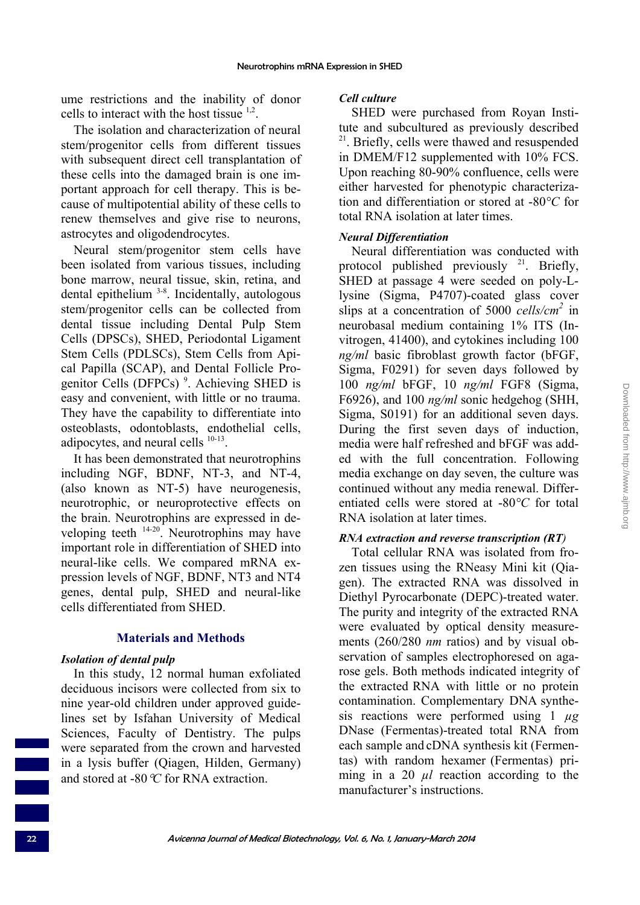ume restrictions and the inability of donor cells to interact with the host tissue [1,2].

The isolation and characterization of neural stem/progenitor cells from different tissues with subsequent direct cell transplantation of these cells into the damaged brain is one important approach for cell therapy. This is because of multipotential ability of these cells to renew themselves and give rise to neurons, astrocytes and oligodendrocytes.

Neural stem/progenitor stem cells have been isolated from various tissues, including bone marrow, neural tissue, skin, retina, and dental epithelium [3-8]. Incidentally, autologous stem/progenitor cells can be collected from dental tissue including Dental Pulp Stem Cells (DPSCs), SHED, Periodontal Ligament Stem Cells (PDLSCs), Stem Cells from Apical Papilla (SCAP), and Dental Follicle Progenitor Cells (DFPCs) [9]. Achieving SHED is easy and convenient, with little or no trauma. They have the capability to differentiate into osteoblasts, odontoblasts, endothelial cells, adipocytes, and neural cells [10-13].

It has been demonstrated that neurotrophins including NGF, BDNF, NT-3, and NT-4, (also known as NT-5) have neurogenesis, neurotrophic, or neuroprotective effects on the brain. Neurotrophins are expressed in developing teeth [14-20]. Neurotrophins may have important role in differentiation of SHED into neural-like cells. We compared mRNA expression levels of NGF, BDNF, NT3 and NT4 genes, dental pulp, SHED and neural-like cells differentiated from SHED.

## Materials and Methods

### *Isolation of dental pulp*

In this study, 12 normal human exfoliated deciduous incisors were collected from six to nine year-old children under approved guidelines set by Isfahan University of Medical Sciences, Faculty of Dentistry. The pulps were separated from the crown and harvested in a lysis buffer (Qiagen, Hilden, Germany) and stored at -80 *℃* for RNA extraction.

### *Cell culture*

SHED were purchased from Royan Institute and subcultured as previously described [21]. Briefly, cells were thawed and resuspended in DMEM/F12 supplemented with 10% FCS. Upon reaching 80-90% confluence, cells were either harvested for phenotypic characterization and differentiation or stored at -80*°C* for total RNA isolation at later times.

### *Neural Differentiation*

Neural differentiation was conducted with protocol published previously [21]. Briefly, SHED at passage 4 were seeded on poly-L-lysine (Sigma, P4707)-coated glass cover slips at a concentration of 5000 *cells/cm$^2$* in neurobasal medium containing 1% ITS (Invitrogen, 41400), and cytokines including 100 *ng/ml* basic fibroblast growth factor (bFGF, Sigma, F0291) for seven days followed by 100 *ng/ml* bFGF, 10 *ng/ml* FGF8 (Sigma, F6926), and 100 *ng/ml* sonic hedgehog (SHH, Sigma, S0191) for an additional seven days. During the first seven days of induction, media were half refreshed and bFGF was added with the full concentration. Following media exchange on day seven, the culture was continued without any media renewal. Differentiated cells were stored at -80*°C* for total RNA isolation at later times.

### *RNA extraction and reverse transcription (RT)*

Total cellular RNA was isolated from frozen tissues using the RNeasy Mini kit (Qiagen). The extracted RNA was dissolved in Diethyl Pyrocarbonate (DEPC)-treated water. The purity and integrity of the extracted RNA were evaluated by optical density measurements (260/280 *nm* ratios) and by visual observation of samples electrophoresed on agarose gels. Both methods indicated integrity of the extracted RNA with little or no protein contamination. Complementary DNA synthesis reactions were performed using 1 *μg* DNase (Fermentas)-treated total RNA from each sample and cDNA synthesis kit (Fermentas) with random hexamer (Fermentas) priming in a 20 *μl* reaction according to the manufacturer's instructions.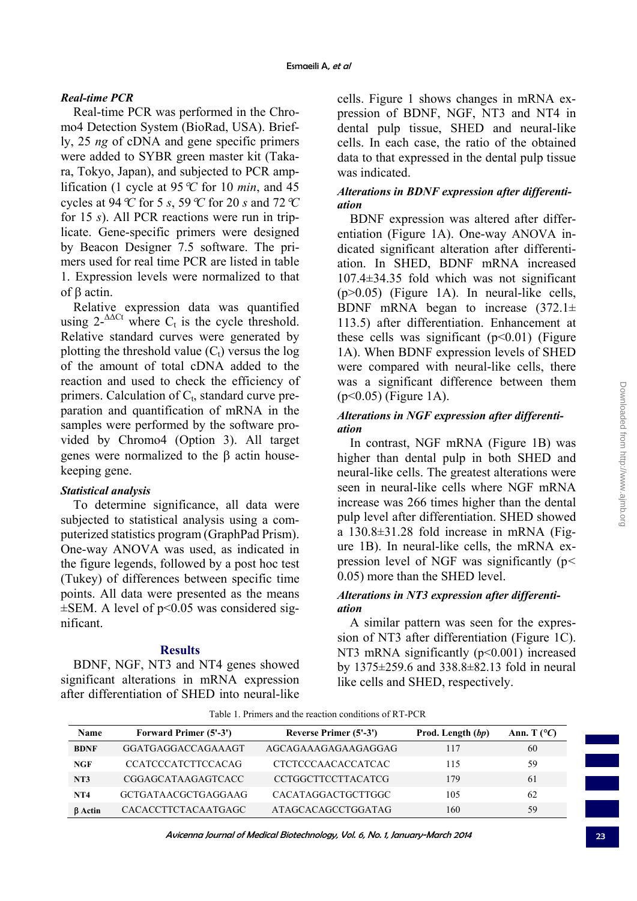### *Real-time PCR*

Real-time PCR was performed in the Chromo4 Detection System (BioRad, USA). Briefly, 25 *ng* of cDNA and gene specific primers were added to SYBR green master kit (Takara, Tokyo, Japan), and subjected to PCR amplification (1 cycle at 95 °C for 10 *min*, and 45 cycles at 94 °C for 5 *s*, 59 °C for 20 *s* and 72 °C for 15 *s*). All PCR reactions were run in triplicate. Gene-specific primers were designed by Beacon Designer 7.5 software. The primers used for real time PCR are listed in table 1. Expression levels were normalized to that of β actin.

Relative expression data was quantified using $2^{-\Delta\Delta Ct}$ where $C_t$ is the cycle threshold. Relative standard curves were generated by plotting the threshold value ($C_t$) versus the log of the amount of total cDNA added to the reaction and used to check the efficiency of primers. Calculation of $C_t$, standard curve preparation and quantification of mRNA in the samples were performed by the software provided by Chromo4 (Option 3). All target genes were normalized to the β actin housekeeping gene.

### *Statistical analysis*

To determine significance, all data were subjected to statistical analysis using a computerized statistics program (GraphPad Prism). One-way ANOVA was used, as indicated in the figure legends, followed by a post hoc test (Tukey) of differences between specific time points. All data were presented as the means ±SEM. A level of $p<0.05$ was considered significant.

## Results

BDNF, NGF, NT3 and NT4 genes showed significant alterations in mRNA expression after differentiation of SHED into neural-like cells. Figure 1 shows changes in mRNA expression of BDNF, NGF, NT3 and NT4 in dental pulp tissue, SHED and neural-like cells. In each case, the ratio of the obtained data to that expressed in the dental pulp tissue was indicated.

### *Alterations in BDNF expression after differentiation*

BDNF expression was altered after differentiation (Figure 1A). One-way ANOVA indicated significant alteration after differentiation. In SHED, BDNF mRNA increased 107.4±34.35 fold which was not significant ($p>0.05$) (Figure 1A). In neural-like cells, BDNF mRNA began to increase (372.1± 113.5) after differentiation. Enhancement at these cells was significant ($p<0.01$) (Figure 1A). When BDNF expression levels of SHED were compared with neural-like cells, there was a significant difference between them ($p<0.05$) (Figure 1A).

### *Alterations in NGF expression after differentiation*

In contrast, NGF mRNA (Figure 1B) was higher than dental pulp in both SHED and neural-like cells. The greatest alterations were seen in neural-like cells where NGF mRNA increase was 266 times higher than the dental pulp level after differentiation. SHED showed a 130.8±31.28 fold increase in mRNA (Figure 1B). In neural-like cells, the mRNA expression level of NGF was significantly ($p<0.05$) more than the SHED level.

### *Alterations in NT3 expression after differentiation*

A similar pattern was seen for the expression of NT3 after differentiation (Figure 1C). NT3 mRNA significantly ($p<0.001$) increased by 1375±259.6 and 338.8±82.13 fold in neural like cells and SHED, respectively.

Table 1. Primers and the reaction conditions of RT-PCR

| Name | Forward Primer (5'-3') | Reverse Primer (5'-3') | Prod. Length (*bp*) | Ann. T (°*C*) |
|---|---|---|---|---|
| **BDNF** | GGATGAGGACCAGAAAGT | AGCAGAAAGAGAAGAGGAG | 117 | 60 |
| **NGF** | CCATCCCATCTTCCACAG | CTCTCCCAACACCATCAC | 115 | 59 |
| **NT3** | CGGAGCATAAGAGTCACC | CCTGGCTTCCTTACATCG | 179 | 61 |
| **NT4** | GCTGATAACGCTGAGGAAG | CACATAGGACTGCTTGGC | 105 | 62 |
| **β Actin** | CACACCTTCTACAATGAGC | ATAGCACAGCCTGGATAG | 160 | 59 |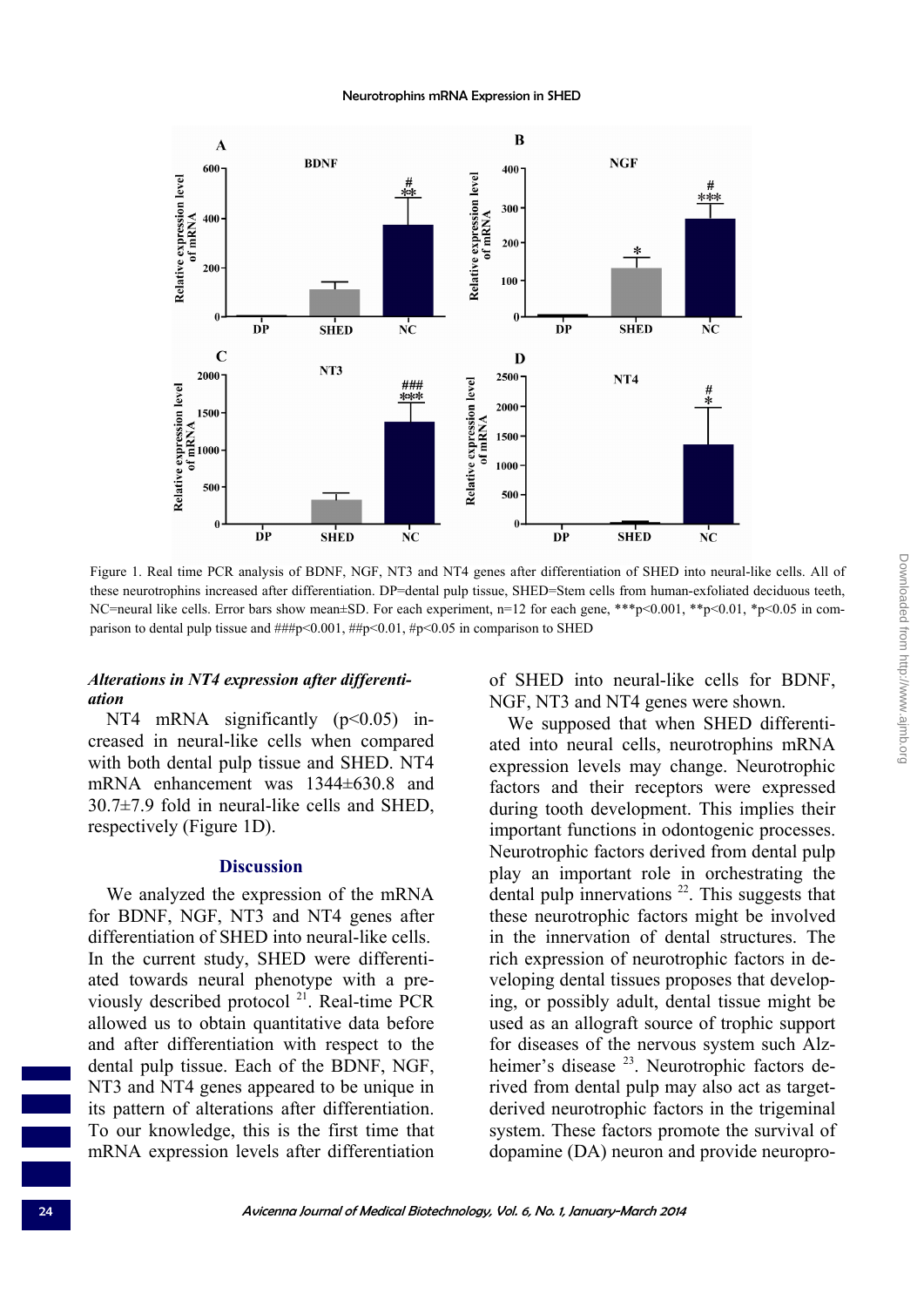Figure 1. Real time PCR analysis of BDNF, NGF, NT3 and NT4 genes after differentiation of SHED into neural-like cells. All of these neurotrophins increased after differentiation. DP=dental pulp tissue, SHED=Stem cells from human-exfoliated deciduous teeth, NC=neural like cells. Error bars show mean±SD. For each experiment, n=12 for each gene, ***p<0.001, **p<0.01, *p<0.05 in comparison to dental pulp tissue and ###p<0.001, ##p<0.01, #p<0.05 in comparison to SHED

### *Alterations in NT4 expression after differentiation*

NT4 mRNA significantly ($p<0.05$) increased in neural-like cells when compared with both dental pulp tissue and SHED. NT4 mRNA enhancement was 1344±630.8 and 30.7±7.9 fold in neural-like cells and SHED, respectively (Figure 1D).

## Discussion

We analyzed the expression of the mRNA for BDNF, NGF, NT3 and NT4 genes after differentiation of SHED into neural-like cells. In the current study, SHED were differentiated towards neural phenotype with a previously described protocol [21]. Real-time PCR allowed us to obtain quantitative data before and after differentiation with respect to the dental pulp tissue. Each of the BDNF, NGF, NT3 and NT4 genes appeared to be unique in its pattern of alterations after differentiation. To our knowledge, this is the first time that mRNA expression levels after differentiation of SHED into neural-like cells for BDNF, NGF, NT3 and NT4 genes were shown.

We supposed that when SHED differentiated into neural cells, neurotrophins mRNA expression levels may change. Neurotrophic factors and their receptors were expressed during tooth development. This implies their important functions in odontogenic processes. Neurotrophic factors derived from dental pulp play an important role in orchestrating the dental pulp innervations [22]. This suggests that these neurotrophic factors might be involved in the innervation of dental structures. The rich expression of neurotrophic factors in developing dental tissues proposes that developing, or possibly adult, dental tissue might be used as an allograft source of trophic support for diseases of the nervous system such Alzheimer's disease [23]. Neurotrophic factors derived from dental pulp may also act as target-derived neurotrophic factors in the trigeminal system. These factors promote the survival of dopamine (DA) neuron and provide neuropro-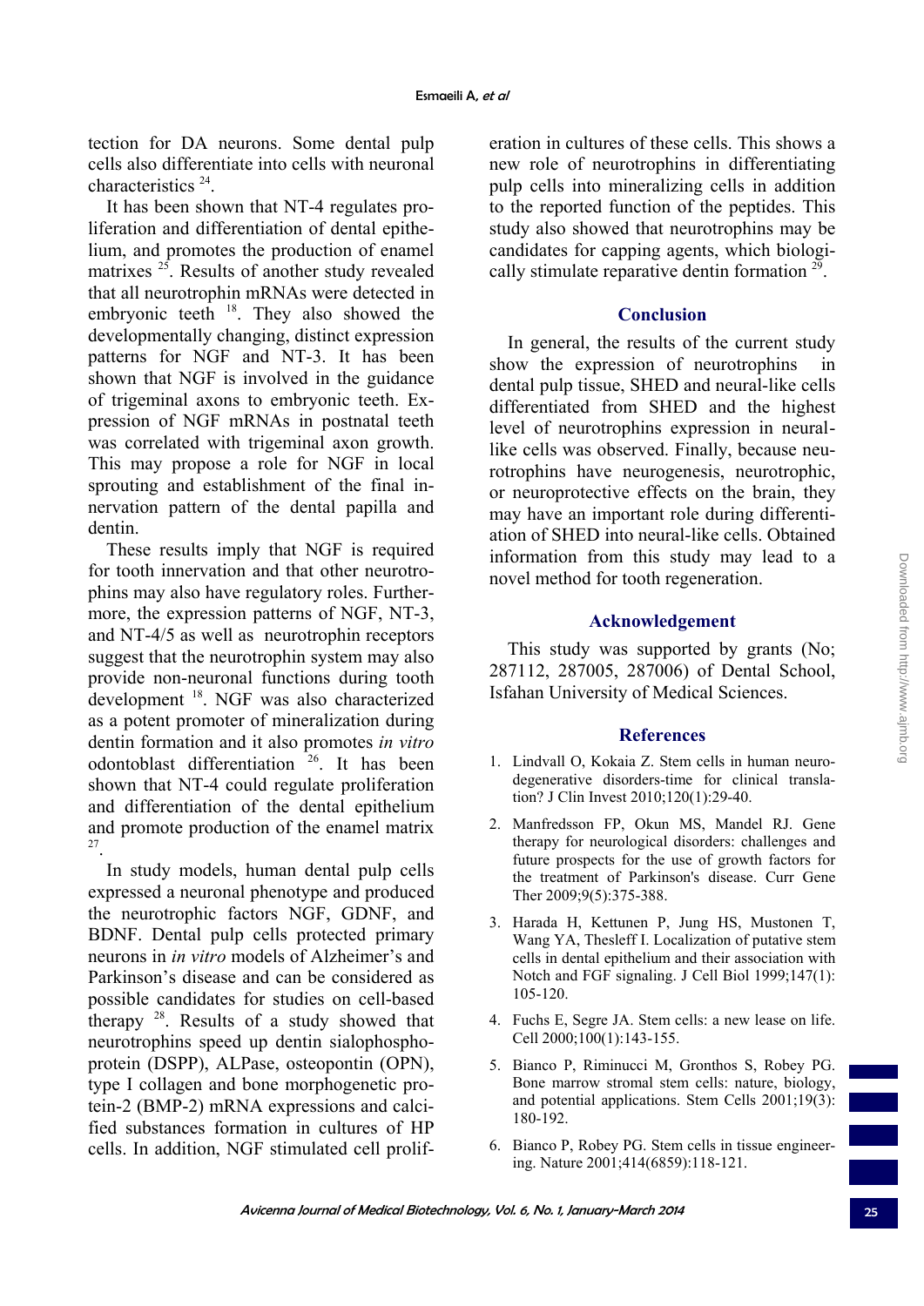tection for DA neurons. Some dental pulp cells also differentiate into cells with neuronal characteristics [24].

It has been shown that NT-4 regulates proliferation and differentiation of dental epithelium, and promotes the production of enamel matrixes [25]. Results of another study revealed that all neurotrophin mRNAs were detected in embryonic teeth [18]. They also showed the developmentally changing, distinct expression patterns for NGF and NT-3. It has been shown that NGF is involved in the guidance of trigeminal axons to embryonic teeth. Expression of NGF mRNAs in postnatal teeth was correlated with trigeminal axon growth. This may propose a role for NGF in local sprouting and establishment of the final innervation pattern of the dental papilla and dentin.

These results imply that NGF is required for tooth innervation and that other neurotrophins may also have regulatory roles. Furthermore, the expression patterns of NGF, NT-3, and NT-4/5 as well as neurotrophin receptors suggest that the neurotrophin system may also provide non-neuronal functions during tooth development [18]. NGF was also characterized as a potent promoter of mineralization during dentin formation and it also promotes *in vitro* odontoblast differentiation [26]. It has been shown that NT-4 could regulate proliferation and differentiation of the dental epithelium and promote production of the enamel matrix [27].

In study models, human dental pulp cells expressed a neuronal phenotype and produced the neurotrophic factors NGF, GDNF, and BDNF. Dental pulp cells protected primary neurons in *in vitro* models of Alzheimer's and Parkinson's disease and can be considered as possible candidates for studies on cell-based therapy [28]. Results of a study showed that neurotrophins speed up dentin sialophosphoprotein (DSPP), ALPase, osteopontin (OPN), type I collagen and bone morphogenetic protein-2 (BMP-2) mRNA expressions and calcified substances formation in cultures of HP cells. In addition, NGF stimulated cell proliferation in cultures of these cells. This shows a new role of neurotrophins in differentiating pulp cells into mineralizing cells in addition to the reported function of the peptides. This study also showed that neurotrophins may be candidates for capping agents, which biologically stimulate reparative dentin formation [29].

## Conclusion

In general, the results of the current study show the expression of neurotrophins in dental pulp tissue, SHED and neural-like cells differentiated from SHED and the highest level of neurotrophins expression in neural-like cells was observed. Finally, because neurotrophins have neurogenesis, neurotrophic, or neuroprotective effects on the brain, they may have an important role during differentiation of SHED into neural-like cells. Obtained information from this study may lead to a novel method for tooth regeneration.

## Acknowledgement

This study was supported by grants (No; 287112, 287005, 287006) of Dental School, Isfahan University of Medical Sciences.

## References

1. Lindvall O, Kokaia Z. Stem cells in human neurodegenerative disorders-time for clinical translation? J Clin Invest 2010;120(1):29-40.
2. Manfredsson FP, Okun MS, Mandel RJ. Gene therapy for neurological disorders: challenges and future prospects for the use of growth factors for the treatment of Parkinson's disease. Curr Gene Ther 2009;9(5):375-388.
3. Harada H, Kettunen P, Jung HS, Mustonen T, Wang YA, Thesleff I. Localization of putative stem cells in dental epithelium and their association with Notch and FGF signaling. J Cell Biol 1999;147(1): 105-120.
4. Fuchs E, Segre JA. Stem cells: a new lease on life. Cell 2000;100(1):143-155.
5. Bianco P, Riminucci M, Gronthos S, Robey PG. Bone marrow stromal stem cells: nature, biology, and potential applications. Stem Cells 2001;19(3): 180-192.
6. Bianco P, Robey PG. Stem cells in tissue engineering. Nature 2001;414(6859):118-121.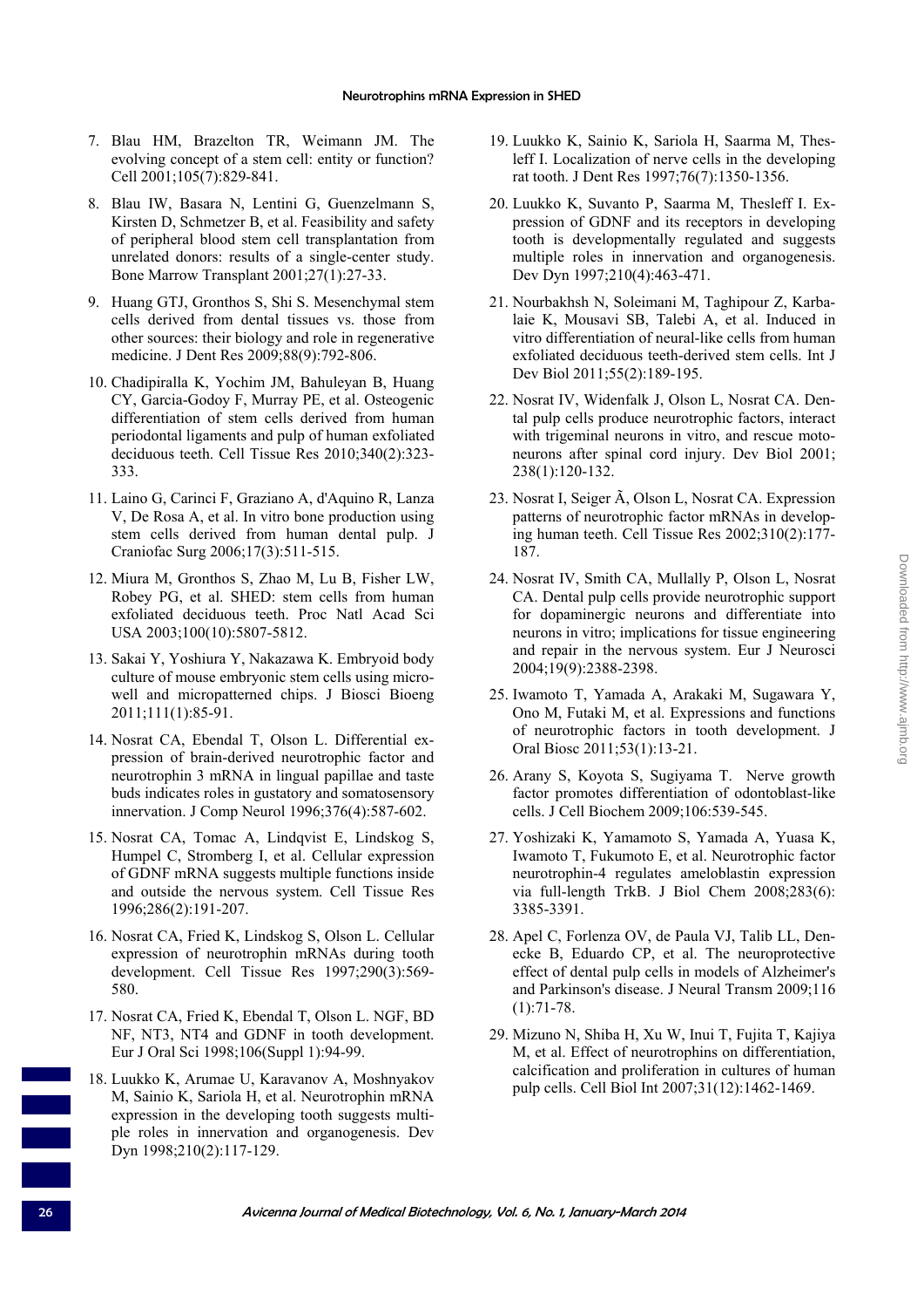7. Blau HM, Brazelton TR, Weimann JM. The evolving concept of a stem cell: entity or function? Cell 2001;105(7):829-841.
8. Blau IW, Basara N, Lentini G, Guenzelmann S, Kirsten D, Schmetzer B, et al. Feasibility and safety of peripheral blood stem cell transplantation from unrelated donors: results of a single-center study. Bone Marrow Transplant 2001;27(1):27-33.
9. Huang GTJ, Gronthos S, Shi S. Mesenchymal stem cells derived from dental tissues vs. those from other sources: their biology and role in regenerative medicine. J Dent Res 2009;88(9):792-806.
10. Chadipiralla K, Yochim JM, Bahuleyan B, Huang CY, Garcia-Godoy F, Murray PE, et al. Osteogenic differentiation of stem cells derived from human periodontal ligaments and pulp of human exfoliated deciduous teeth. Cell Tissue Res 2010;340(2):323-333.
11. Laino G, Carinci F, Graziano A, d'Aquino R, Lanza V, De Rosa A, et al. In vitro bone production using stem cells derived from human dental pulp. J Craniofac Surg 2006;17(3):511-515.
12. Miura M, Gronthos S, Zhao M, Lu B, Fisher LW, Robey PG, et al. SHED: stem cells from human exfoliated deciduous teeth. Proc Natl Acad Sci USA 2003;100(10):5807-5812.
13. Sakai Y, Yoshiura Y, Nakazawa K. Embryoid body culture of mouse embryonic stem cells using microwell and micropatterned chips. J Biosci Bioeng 2011;111(1):85-91.
14. Nosrat CA, Ebendal T, Olson L. Differential expression of brain-derived neurotrophic factor and neurotrophin 3 mRNA in lingual papillae and taste buds indicates roles in gustatory and somatosensory innervation. J Comp Neurol 1996;376(4):587-602.
15. Nosrat CA, Tomac A, Lindqvist E, Lindskog S, Humpel C, Stromberg I, et al. Cellular expression of GDNF mRNA suggests multiple functions inside and outside the nervous system. Cell Tissue Res 1996;286(2):191-207.
16. Nosrat CA, Fried K, Lindskog S, Olson L. Cellular expression of neurotrophin mRNAs during tooth development. Cell Tissue Res 1997;290(3):569-580.
17. Nosrat CA, Fried K, Ebendal T, Olson L. NGF, BDNF, NT3, NT4 and GDNF in tooth development. Eur J Oral Sci 1998;106(Suppl 1):94-99.
18. Luukko K, Arumae U, Karavanov A, Moshnyakov M, Sainio K, Sariola H, et al. Neurotrophin mRNA expression in the developing tooth suggests multiple roles in innervation and organogenesis. Dev Dyn 1998;210(2):117-129.
19. Luukko K, Sainio K, Sariola H, Saarma M, Thesleff I. Localization of nerve cells in the developing rat tooth. J Dent Res 1997;76(7):1350-1356.
20. Luukko K, Suvanto P, Saarma M, Thesleff I. Expression of GDNF and its receptors in developing tooth is developmentally regulated and suggests multiple roles in innervation and organogenesis. Dev Dyn 1997;210(4):463-471.
21. Nourbakhsh N, Soleimani M, Taghipour Z, Karbalaie K, Mousavi SB, Talebi A, et al. Induced in vitro differentiation of neural-like cells from human exfoliated deciduous teeth-derived stem cells. Int J Dev Biol 2011;55(2):189-195.
22. Nosrat IV, Widenfalk J, Olson L, Nosrat CA. Dental pulp cells produce neurotrophic factors, interact with trigeminal neurons in vitro, and rescue motoneurons after spinal cord injury. Dev Biol 2001;238(1):120-132.
23. Nosrat I, Seiger Ã, Olson L, Nosrat CA. Expression patterns of neurotrophic factor mRNAs in developing human teeth. Cell Tissue Res 2002;310(2):177-187.
24. Nosrat IV, Smith CA, Mullally P, Olson L, Nosrat CA. Dental pulp cells provide neurotrophic support for dopaminergic neurons and differentiate into neurons in vitro; implications for tissue engineering and repair in the nervous system. Eur J Neurosci 2004;19(9):2388-2398.
25. Iwamoto T, Yamada A, Arakaki M, Sugawara Y, Ono M, Futaki M, et al. Expressions and functions of neurotrophic factors in tooth development. J Oral Biosc 2011;53(1):13-21.
26. Arany S, Koyota S, Sugiyama T. Nerve growth factor promotes differentiation of odontoblast-like cells. J Cell Biochem 2009;106:539-545.
27. Yoshizaki K, Yamamoto S, Yamada A, Yuasa K, Iwamoto T, Fukumoto E, et al. Neurotrophic factor neurotrophin-4 regulates ameloblastin expression via full-length TrkB. J Biol Chem 2008;283(6):3385-3391.
28. Apel C, Forlenza OV, de Paula VJ, Talib LL, Denecke B, Eduardo CP, et al. The neuroprotective effect of dental pulp cells in models of Alzheimer's and Parkinson's disease. J Neural Transm 2009;116(1):71-78.
29. Mizuno N, Shiba H, Xu W, Inui T, Fujita T, Kajiya M, et al. Effect of neurotrophins on differentiation, calcification and proliferation in cultures of human pulp cells. Cell Biol Int 2007;31(12):1462-1469.